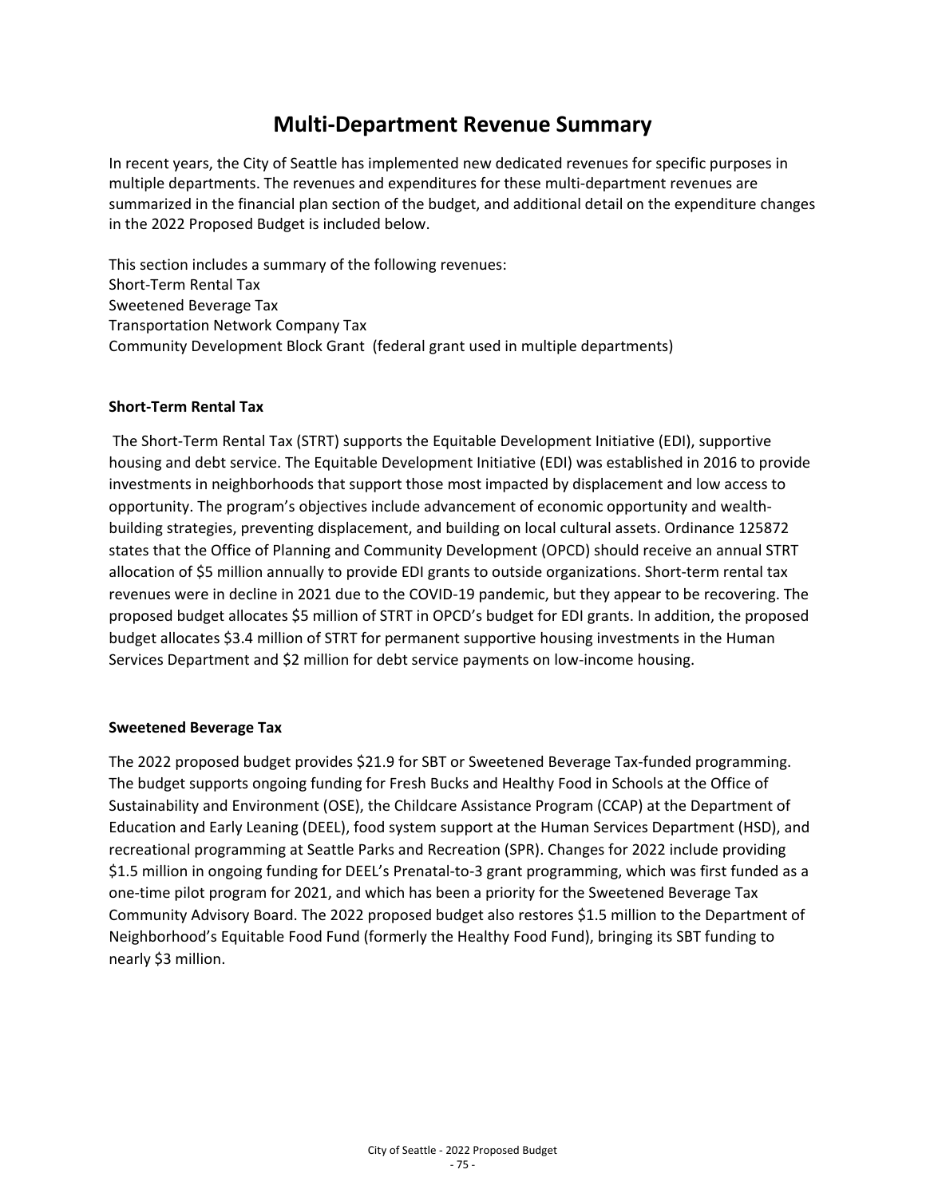# Multi-Department Revenue Summary

In recent years, the City of Seattle has implemented new dedicated revenues for specific purposes in multiple departments. The revenues and expenditures for these multi-department revenues are summarized in the financial plan section of the budget, and additional detail on the expenditure changes in the 2022 Proposed Budget is included below.

This section includes a summary of the following revenues:
Short-Term Rental Tax
Sweetened Beverage Tax
Transportation Network Company Tax
Community Development Block Grant (federal grant used in multiple departments)

**Short-Term Rental Tax**

The Short-Term Rental Tax (STRT) supports the Equitable Development Initiative (EDI), supportive housing and debt service. The Equitable Development Initiative (EDI) was established in 2016 to provide investments in neighborhoods that support those most impacted by displacement and low access to opportunity. The program's objectives include advancement of economic opportunity and wealth-building strategies, preventing displacement, and building on local cultural assets. Ordinance 125872 states that the Office of Planning and Community Development (OPCD) should receive an annual STRT allocation of $5 million annually to provide EDI grants to outside organizations. Short-term rental tax revenues were in decline in 2021 due to the COVID-19 pandemic, but they appear to be recovering. The proposed budget allocates $5 million of STRT in OPCD's budget for EDI grants. In addition, the proposed budget allocates $3.4 million of STRT for permanent supportive housing investments in the Human Services Department and $2 million for debt service payments on low-income housing.

**Sweetened Beverage Tax**

The 2022 proposed budget provides $21.9 for SBT or Sweetened Beverage Tax-funded programming. The budget supports ongoing funding for Fresh Bucks and Healthy Food in Schools at the Office of Sustainability and Environment (OSE), the Childcare Assistance Program (CCAP) at the Department of Education and Early Leaning (DEEL), food system support at the Human Services Department (HSD), and recreational programming at Seattle Parks and Recreation (SPR). Changes for 2022 include providing $1.5 million in ongoing funding for DEEL's Prenatal-to-3 grant programming, which was first funded as a one-time pilot program for 2021, and which has been a priority for the Sweetened Beverage Tax Community Advisory Board. The 2022 proposed budget also restores $1.5 million to the Department of Neighborhood's Equitable Food Fund (formerly the Healthy Food Fund), bringing its SBT funding to nearly $3 million.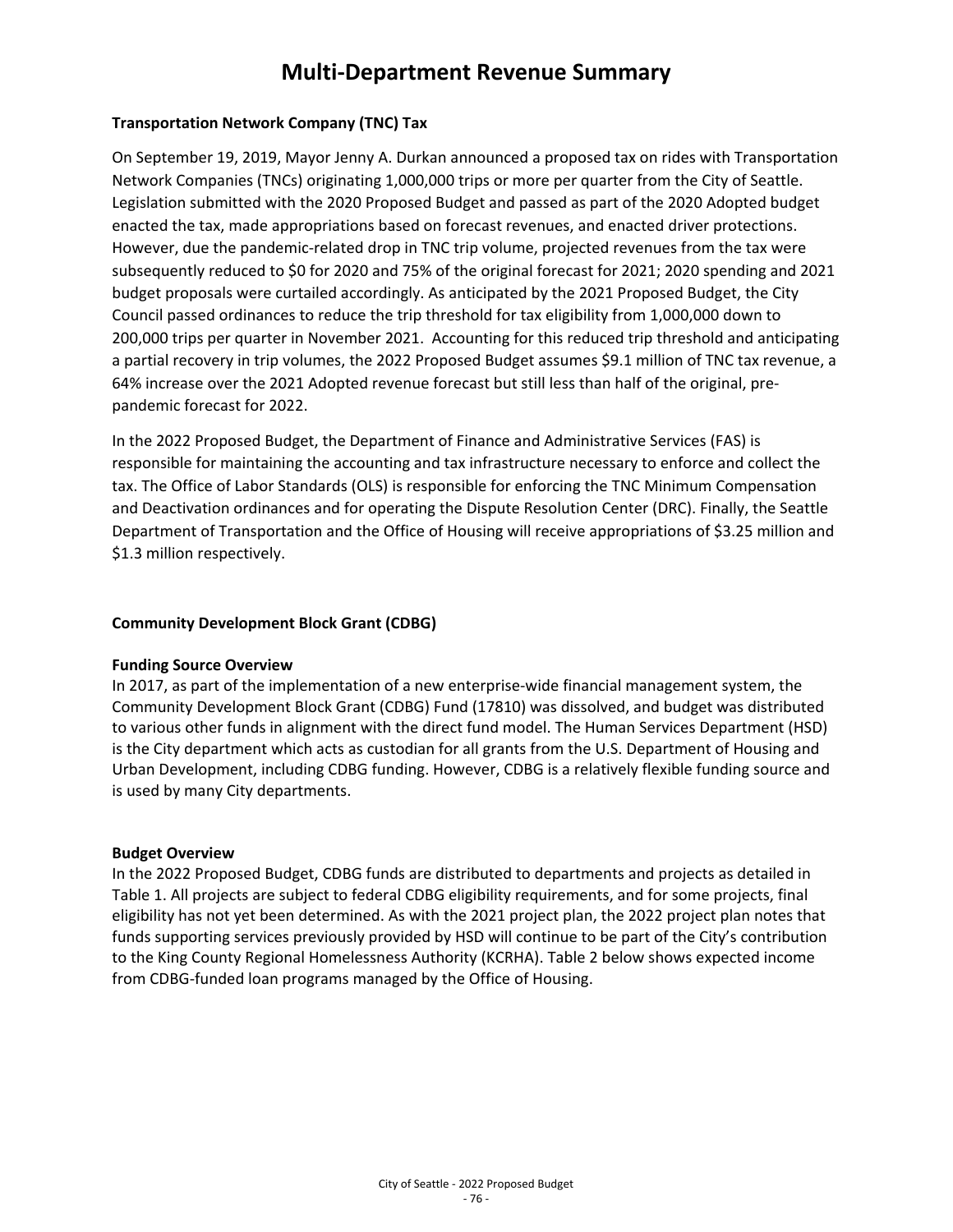# Multi-Department Revenue Summary

**Transportation Network Company (TNC) Tax**

On September 19, 2019, Mayor Jenny A. Durkan announced a proposed tax on rides with Transportation Network Companies (TNCs) originating 1,000,000 trips or more per quarter from the City of Seattle. Legislation submitted with the 2020 Proposed Budget and passed as part of the 2020 Adopted budget enacted the tax, made appropriations based on forecast revenues, and enacted driver protections. However, due the pandemic-related drop in TNC trip volume, projected revenues from the tax were subsequently reduced to $0 for 2020 and 75% of the original forecast for 2021; 2020 spending and 2021 budget proposals were curtailed accordingly. As anticipated by the 2021 Proposed Budget, the City Council passed ordinances to reduce the trip threshold for tax eligibility from 1,000,000 down to 200,000 trips per quarter in November 2021. Accounting for this reduced trip threshold and anticipating a partial recovery in trip volumes, the 2022 Proposed Budget assumes $9.1 million of TNC tax revenue, a 64% increase over the 2021 Adopted revenue forecast but still less than half of the original, pre-pandemic forecast for 2022.

In the 2022 Proposed Budget, the Department of Finance and Administrative Services (FAS) is responsible for maintaining the accounting and tax infrastructure necessary to enforce and collect the tax. The Office of Labor Standards (OLS) is responsible for enforcing the TNC Minimum Compensation and Deactivation ordinances and for operating the Dispute Resolution Center (DRC). Finally, the Seattle Department of Transportation and the Office of Housing will receive appropriations of $3.25 million and $1.3 million respectively.

**Community Development Block Grant (CDBG)**

**Funding Source Overview**

In 2017, as part of the implementation of a new enterprise-wide financial management system, the Community Development Block Grant (CDBG) Fund (17810) was dissolved, and budget was distributed to various other funds in alignment with the direct fund model. The Human Services Department (HSD) is the City department which acts as custodian for all grants from the U.S. Department of Housing and Urban Development, including CDBG funding. However, CDBG is a relatively flexible funding source and is used by many City departments.

**Budget Overview**

In the 2022 Proposed Budget, CDBG funds are distributed to departments and projects as detailed in Table 1. All projects are subject to federal CDBG eligibility requirements, and for some projects, final eligibility has not yet been determined. As with the 2021 project plan, the 2022 project plan notes that funds supporting services previously provided by HSD will continue to be part of the City's contribution to the King County Regional Homelessness Authority (KCRHA). Table 2 below shows expected income from CDBG-funded loan programs managed by the Office of Housing.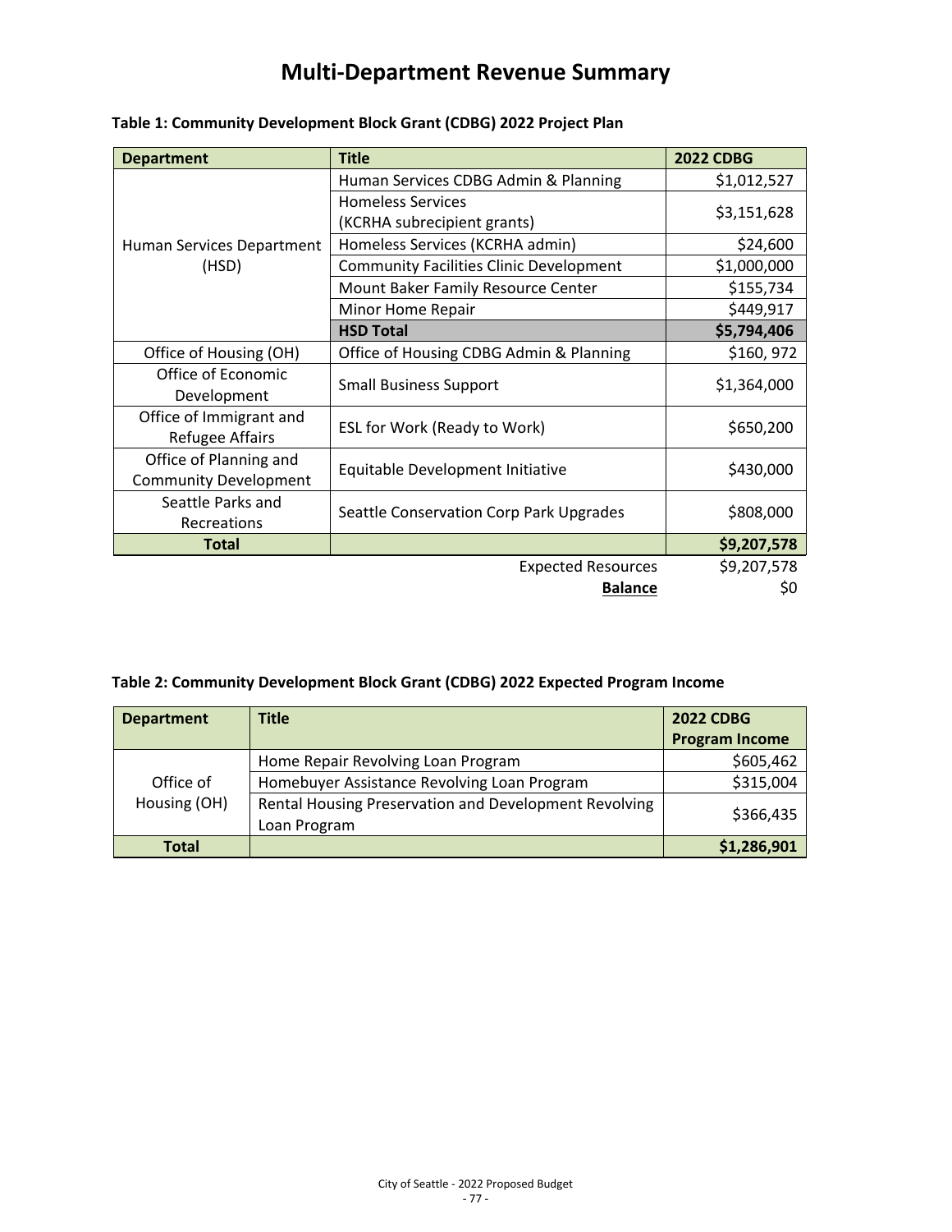# Multi-Department Revenue Summary

**Table 1: Community Development Block Grant (CDBG) 2022 Project Plan**

| Department | Title | 2022 CDBG |
|---|---|---|
| Human Services Department (HSD) | Human Services CDBG Admin & Planning | $1,012,527 |
| | Homeless Services (KCRHA subrecipient grants) | $3,151,628 |
| | Homeless Services (KCRHA admin) | $24,600 |
| | Community Facilities Clinic Development | $1,000,000 |
| | Mount Baker Family Resource Center | $155,734 |
| | Minor Home Repair | $449,917 |
| | **HSD Total** | **$5,794,406** |
| Office of Housing (OH) | Office of Housing CDBG Admin & Planning | $160, 972 |
| Office of Economic Development | Small Business Support | $1,364,000 |
| Office of Immigrant and Refugee Affairs | ESL for Work (Ready to Work) | $650,200 |
| Office of Planning and Community Development | Equitable Development Initiative | $430,000 |
| Seattle Parks and Recreations | Seattle Conservation Corp Park Upgrades | $808,000 |
| **Total** | | **$9,207,578** |
| | Expected Resources | $9,207,578 |
| | **Balance** | $0 |

**Table 2: Community Development Block Grant (CDBG) 2022 Expected Program Income**

| Department | Title | 2022 CDBG Program Income |
|---|---|---|
| Office of Housing (OH) | Home Repair Revolving Loan Program | $605,462 |
| | Homebuyer Assistance Revolving Loan Program | $315,004 |
| | Rental Housing Preservation and Development Revolving Loan Program | $366,435 |
| **Total** | | **$1,286,901** |